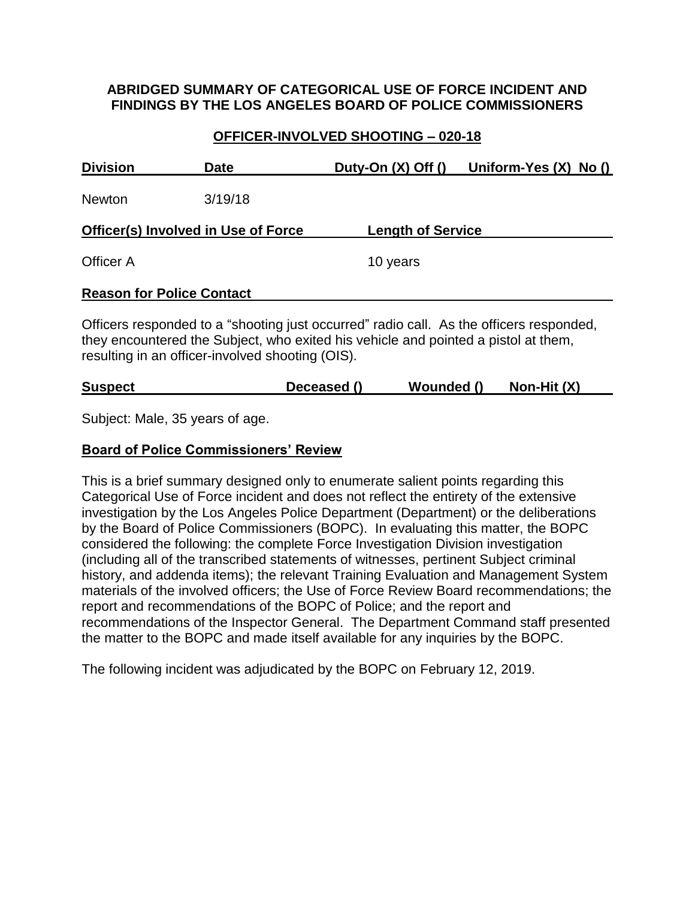**ABRIDGED SUMMARY OF CATEGORICAL USE OF FORCE INCIDENT AND FINDINGS BY THE LOS ANGELES BOARD OF POLICE COMMISSIONERS**

**OFFICER-INVOLVED SHOOTING – 020-18**

| Division | Date | Duty-On (X) Off () | Uniform-Yes (X) No () |
|---|---|---|---|
| Newton | 3/19/18 | | |

| Officer(s) Involved in Use of Force | Length of Service |
|---|---|
| Officer A | 10 years |

**Reason for Police Contact**

Officers responded to a "shooting just occurred" radio call. As the officers responded, they encountered the Subject, who exited his vehicle and pointed a pistol at them, resulting in an officer-involved shooting (OIS).

| Suspect | Deceased () | Wounded () | Non-Hit (X) |
|---|---|---|---|

Subject: Male, 35 years of age.

**Board of Police Commissioners' Review**

This is a brief summary designed only to enumerate salient points regarding this Categorical Use of Force incident and does not reflect the entirety of the extensive investigation by the Los Angeles Police Department (Department) or the deliberations by the Board of Police Commissioners (BOPC). In evaluating this matter, the BOPC considered the following: the complete Force Investigation Division investigation (including all of the transcribed statements of witnesses, pertinent Subject criminal history, and addenda items); the relevant Training Evaluation and Management System materials of the involved officers; the Use of Force Review Board recommendations; the report and recommendations of the BOPC of Police; and the report and recommendations of the Inspector General. The Department Command staff presented the matter to the BOPC and made itself available for any inquiries by the BOPC.

The following incident was adjudicated by the BOPC on February 12, 2019.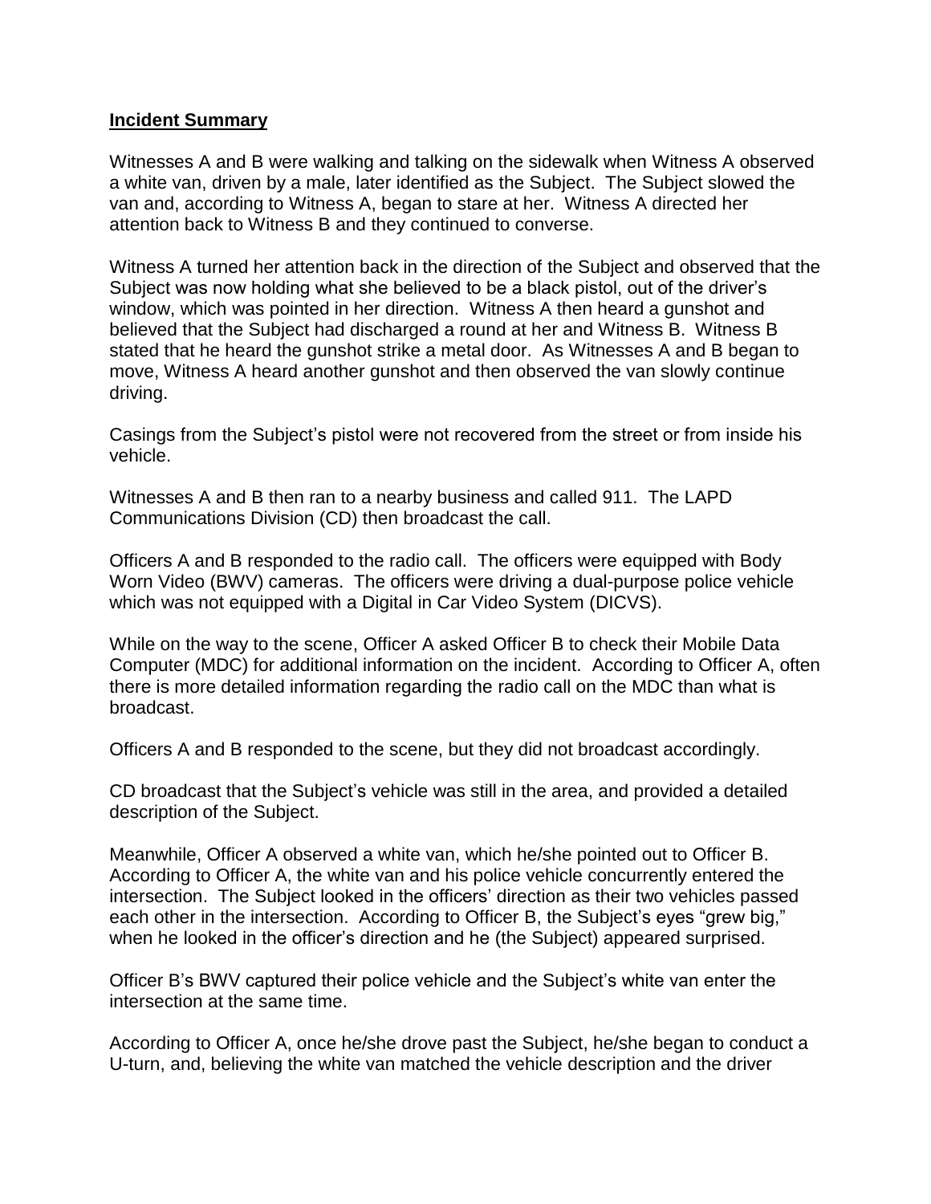## Incident Summary

Witnesses A and B were walking and talking on the sidewalk when Witness A observed a white van, driven by a male, later identified as the Subject. The Subject slowed the van and, according to Witness A, began to stare at her. Witness A directed her attention back to Witness B and they continued to converse.

Witness A turned her attention back in the direction of the Subject and observed that the Subject was now holding what she believed to be a black pistol, out of the driver's window, which was pointed in her direction. Witness A then heard a gunshot and believed that the Subject had discharged a round at her and Witness B. Witness B stated that he heard the gunshot strike a metal door. As Witnesses A and B began to move, Witness A heard another gunshot and then observed the van slowly continue driving.

Casings from the Subject's pistol were not recovered from the street or from inside his vehicle.

Witnesses A and B then ran to a nearby business and called 911. The LAPD Communications Division (CD) then broadcast the call.

Officers A and B responded to the radio call. The officers were equipped with Body Worn Video (BWV) cameras. The officers were driving a dual-purpose police vehicle which was not equipped with a Digital in Car Video System (DICVS).

While on the way to the scene, Officer A asked Officer B to check their Mobile Data Computer (MDC) for additional information on the incident. According to Officer A, often there is more detailed information regarding the radio call on the MDC than what is broadcast.

Officers A and B responded to the scene, but they did not broadcast accordingly.

CD broadcast that the Subject's vehicle was still in the area, and provided a detailed description of the Subject.

Meanwhile, Officer A observed a white van, which he/she pointed out to Officer B. According to Officer A, the white van and his police vehicle concurrently entered the intersection. The Subject looked in the officers' direction as their two vehicles passed each other in the intersection. According to Officer B, the Subject's eyes "grew big," when he looked in the officer's direction and he (the Subject) appeared surprised.

Officer B's BWV captured their police vehicle and the Subject's white van enter the intersection at the same time.

According to Officer A, once he/she drove past the Subject, he/she began to conduct a U-turn, and, believing the white van matched the vehicle description and the driver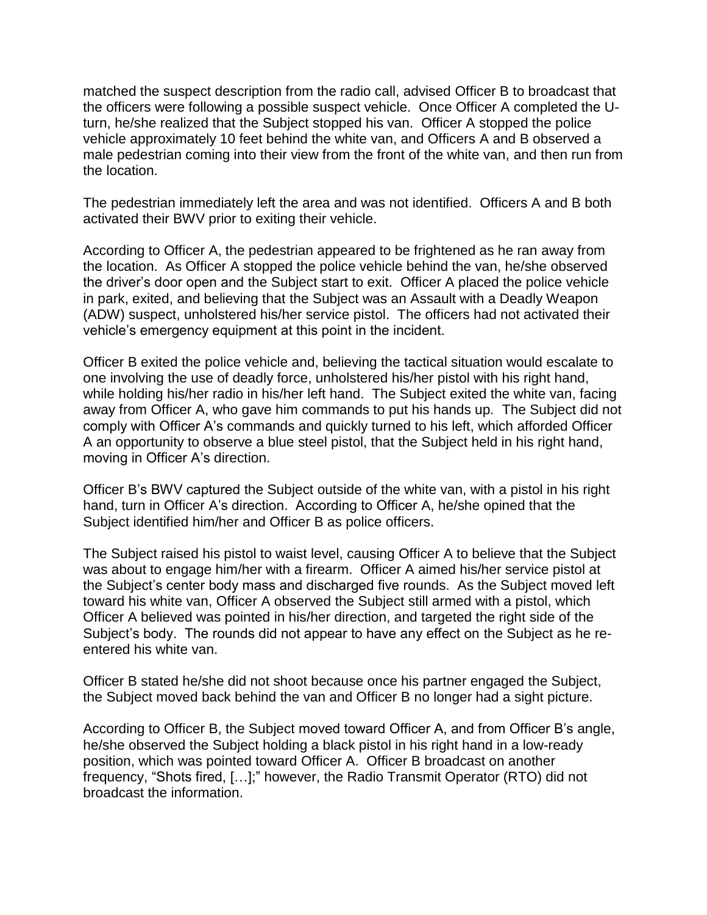matched the suspect description from the radio call, advised Officer B to broadcast that the officers were following a possible suspect vehicle. Once Officer A completed the U-turn, he/she realized that the Subject stopped his van. Officer A stopped the police vehicle approximately 10 feet behind the white van, and Officers A and B observed a male pedestrian coming into their view from the front of the white van, and then run from the location.

The pedestrian immediately left the area and was not identified. Officers A and B both activated their BWV prior to exiting their vehicle.

According to Officer A, the pedestrian appeared to be frightened as he ran away from the location. As Officer A stopped the police vehicle behind the van, he/she observed the driver's door open and the Subject start to exit. Officer A placed the police vehicle in park, exited, and believing that the Subject was an Assault with a Deadly Weapon (ADW) suspect, unholstered his/her service pistol. The officers had not activated their vehicle's emergency equipment at this point in the incident.

Officer B exited the police vehicle and, believing the tactical situation would escalate to one involving the use of deadly force, unholstered his/her pistol with his right hand, while holding his/her radio in his/her left hand. The Subject exited the white van, facing away from Officer A, who gave him commands to put his hands up. The Subject did not comply with Officer A's commands and quickly turned to his left, which afforded Officer A an opportunity to observe a blue steel pistol, that the Subject held in his right hand, moving in Officer A's direction.

Officer B's BWV captured the Subject outside of the white van, with a pistol in his right hand, turn in Officer A's direction. According to Officer A, he/she opined that the Subject identified him/her and Officer B as police officers.

The Subject raised his pistol to waist level, causing Officer A to believe that the Subject was about to engage him/her with a firearm. Officer A aimed his/her service pistol at the Subject's center body mass and discharged five rounds. As the Subject moved left toward his white van, Officer A observed the Subject still armed with a pistol, which Officer A believed was pointed in his/her direction, and targeted the right side of the Subject's body. The rounds did not appear to have any effect on the Subject as he re-entered his white van.

Officer B stated he/she did not shoot because once his partner engaged the Subject, the Subject moved back behind the van and Officer B no longer had a sight picture.

According to Officer B, the Subject moved toward Officer A, and from Officer B's angle, he/she observed the Subject holding a black pistol in his right hand in a low-ready position, which was pointed toward Officer A. Officer B broadcast on another frequency, "Shots fired, […];" however, the Radio Transmit Operator (RTO) did not broadcast the information.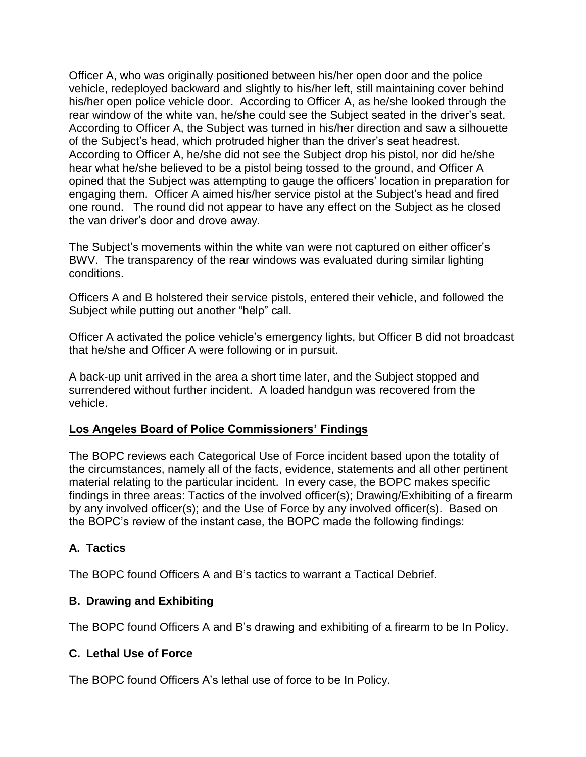Officer A, who was originally positioned between his/her open door and the police vehicle, redeployed backward and slightly to his/her left, still maintaining cover behind his/her open police vehicle door. According to Officer A, as he/she looked through the rear window of the white van, he/she could see the Subject seated in the driver's seat. According to Officer A, the Subject was turned in his/her direction and saw a silhouette of the Subject's head, which protruded higher than the driver's seat headrest. According to Officer A, he/she did not see the Subject drop his pistol, nor did he/she hear what he/she believed to be a pistol being tossed to the ground, and Officer A opined that the Subject was attempting to gauge the officers' location in preparation for engaging them. Officer A aimed his/her service pistol at the Subject's head and fired one round. The round did not appear to have any effect on the Subject as he closed the van driver's door and drove away.

The Subject's movements within the white van were not captured on either officer's BWV. The transparency of the rear windows was evaluated during similar lighting conditions.

Officers A and B holstered their service pistols, entered their vehicle, and followed the Subject while putting out another "help" call.

Officer A activated the police vehicle's emergency lights, but Officer B did not broadcast that he/she and Officer A were following or in pursuit.

A back-up unit arrived in the area a short time later, and the Subject stopped and surrendered without further incident. A loaded handgun was recovered from the vehicle.

## Los Angeles Board of Police Commissioners' Findings

The BOPC reviews each Categorical Use of Force incident based upon the totality of the circumstances, namely all of the facts, evidence, statements and all other pertinent material relating to the particular incident. In every case, the BOPC makes specific findings in three areas: Tactics of the involved officer(s); Drawing/Exhibiting of a firearm by any involved officer(s); and the Use of Force by any involved officer(s). Based on the BOPC's review of the instant case, the BOPC made the following findings:

### A. Tactics

The BOPC found Officers A and B's tactics to warrant a Tactical Debrief.

### B. Drawing and Exhibiting

The BOPC found Officers A and B's drawing and exhibiting of a firearm to be In Policy.

### C. Lethal Use of Force

The BOPC found Officers A's lethal use of force to be In Policy.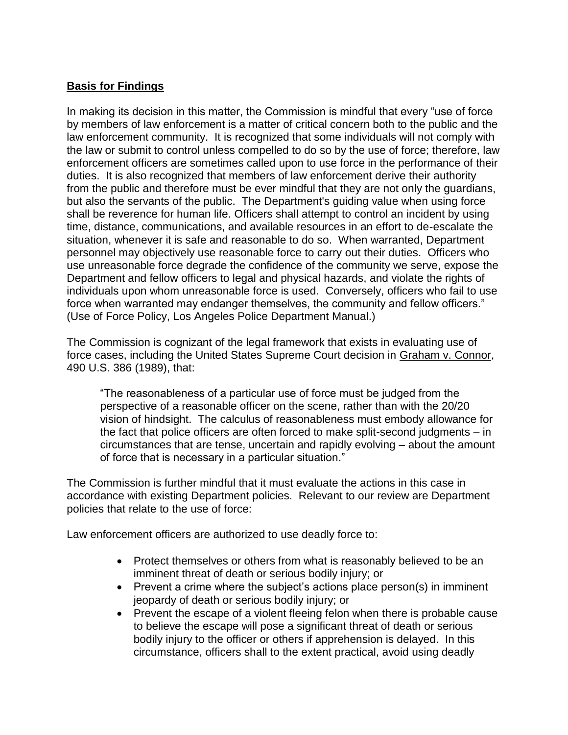## **Basis for Findings**

In making its decision in this matter, the Commission is mindful that every "use of force by members of law enforcement is a matter of critical concern both to the public and the law enforcement community. It is recognized that some individuals will not comply with the law or submit to control unless compelled to do so by the use of force; therefore, law enforcement officers are sometimes called upon to use force in the performance of their duties. It is also recognized that members of law enforcement derive their authority from the public and therefore must be ever mindful that they are not only the guardians, but also the servants of the public. The Department's guiding value when using force shall be reverence for human life. Officers shall attempt to control an incident by using time, distance, communications, and available resources in an effort to de-escalate the situation, whenever it is safe and reasonable to do so. When warranted, Department personnel may objectively use reasonable force to carry out their duties. Officers who use unreasonable force degrade the confidence of the community we serve, expose the Department and fellow officers to legal and physical hazards, and violate the rights of individuals upon whom unreasonable force is used. Conversely, officers who fail to use force when warranted may endanger themselves, the community and fellow officers." (Use of Force Policy, Los Angeles Police Department Manual.)

The Commission is cognizant of the legal framework that exists in evaluating use of force cases, including the United States Supreme Court decision in Graham v. Connor, 490 U.S. 386 (1989), that:

> "The reasonableness of a particular use of force must be judged from the perspective of a reasonable officer on the scene, rather than with the 20/20 vision of hindsight. The calculus of reasonableness must embody allowance for the fact that police officers are often forced to make split-second judgments – in circumstances that are tense, uncertain and rapidly evolving – about the amount of force that is necessary in a particular situation."

The Commission is further mindful that it must evaluate the actions in this case in accordance with existing Department policies. Relevant to our review are Department policies that relate to the use of force:

Law enforcement officers are authorized to use deadly force to:

- Protect themselves or others from what is reasonably believed to be an imminent threat of death or serious bodily injury; or
- Prevent a crime where the subject's actions place person(s) in imminent jeopardy of death or serious bodily injury; or
- Prevent the escape of a violent fleeing felon when there is probable cause to believe the escape will pose a significant threat of death or serious bodily injury to the officer or others if apprehension is delayed. In this circumstance, officers shall to the extent practical, avoid using deadly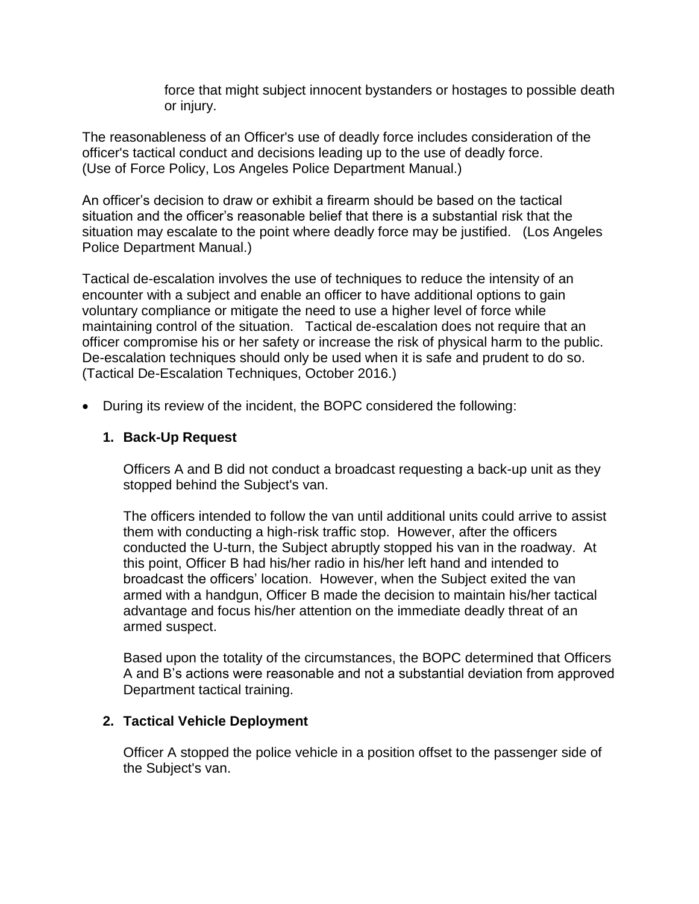force that might subject innocent bystanders or hostages to possible death or injury.

The reasonableness of an Officer's use of deadly force includes consideration of the officer's tactical conduct and decisions leading up to the use of deadly force. (Use of Force Policy, Los Angeles Police Department Manual.)

An officer's decision to draw or exhibit a firearm should be based on the tactical situation and the officer's reasonable belief that there is a substantial risk that the situation may escalate to the point where deadly force may be justified. (Los Angeles Police Department Manual.)

Tactical de-escalation involves the use of techniques to reduce the intensity of an encounter with a subject and enable an officer to have additional options to gain voluntary compliance or mitigate the need to use a higher level of force while maintaining control of the situation. Tactical de-escalation does not require that an officer compromise his or her safety or increase the risk of physical harm to the public. De-escalation techniques should only be used when it is safe and prudent to do so. (Tactical De-Escalation Techniques, October 2016.)

- During its review of the incident, the BOPC considered the following:

  **1. Back-Up Request**

  Officers A and B did not conduct a broadcast requesting a back-up unit as they stopped behind the Subject's van.

  The officers intended to follow the van until additional units could arrive to assist them with conducting a high-risk traffic stop. However, after the officers conducted the U-turn, the Subject abruptly stopped his van in the roadway. At this point, Officer B had his/her radio in his/her left hand and intended to broadcast the officers' location. However, when the Subject exited the van armed with a handgun, Officer B made the decision to maintain his/her tactical advantage and focus his/her attention on the immediate deadly threat of an armed suspect.

  Based upon the totality of the circumstances, the BOPC determined that Officers A and B's actions were reasonable and not a substantial deviation from approved Department tactical training.

  **2. Tactical Vehicle Deployment**

  Officer A stopped the police vehicle in a position offset to the passenger side of the Subject's van.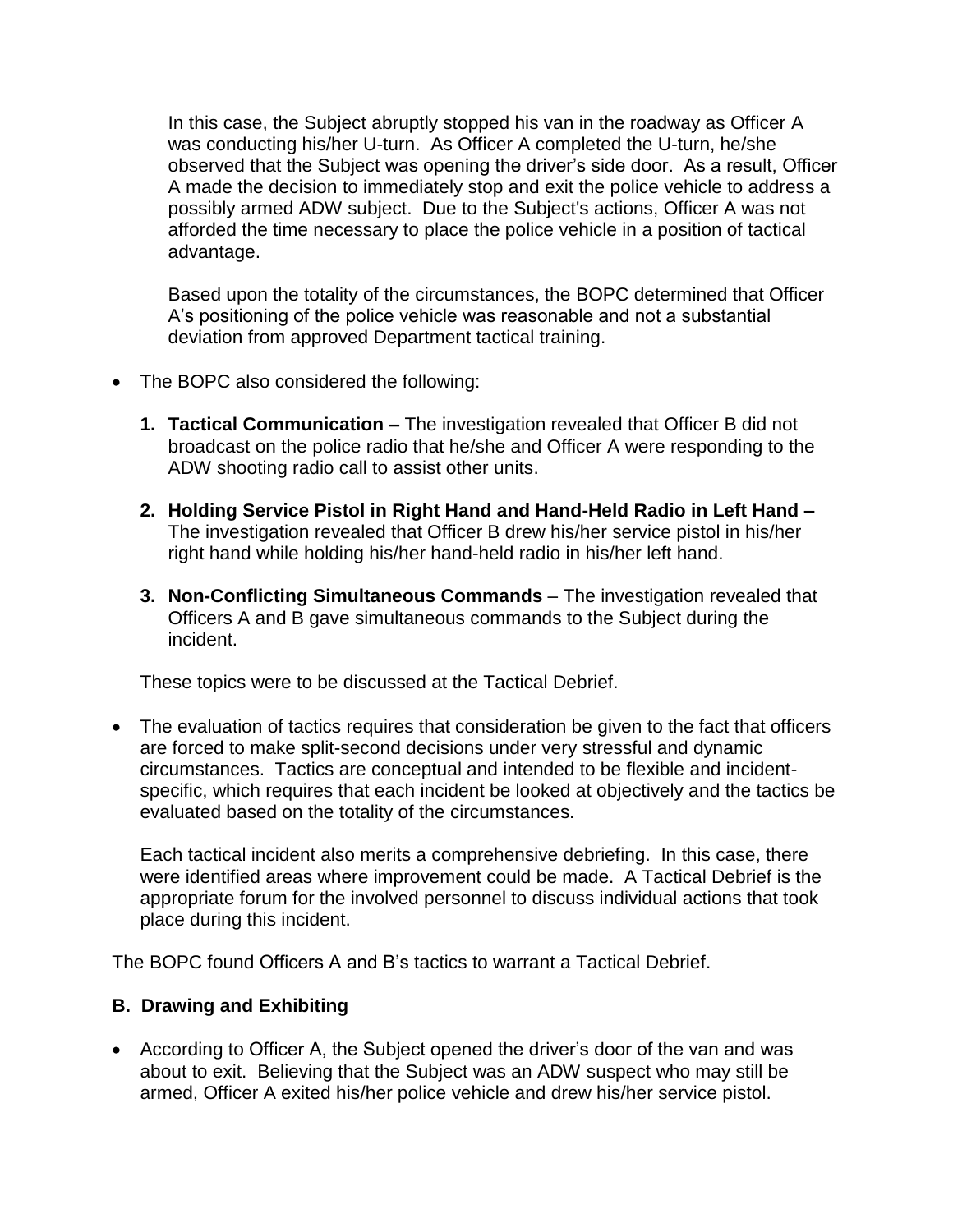In this case, the Subject abruptly stopped his van in the roadway as Officer A was conducting his/her U-turn. As Officer A completed the U-turn, he/she observed that the Subject was opening the driver's side door. As a result, Officer A made the decision to immediately stop and exit the police vehicle to address a possibly armed ADW subject. Due to the Subject's actions, Officer A was not afforded the time necessary to place the police vehicle in a position of tactical advantage.

Based upon the totality of the circumstances, the BOPC determined that Officer A's positioning of the police vehicle was reasonable and not a substantial deviation from approved Department tactical training.

- The BOPC also considered the following:

  1. **Tactical Communication –** The investigation revealed that Officer B did not broadcast on the police radio that he/she and Officer A were responding to the ADW shooting radio call to assist other units.

  2. **Holding Service Pistol in Right Hand and Hand-Held Radio in Left Hand –** The investigation revealed that Officer B drew his/her service pistol in his/her right hand while holding his/her hand-held radio in his/her left hand.

  3. **Non-Conflicting Simultaneous Commands** – The investigation revealed that Officers A and B gave simultaneous commands to the Subject during the incident.

  These topics were to be discussed at the Tactical Debrief.

- The evaluation of tactics requires that consideration be given to the fact that officers are forced to make split-second decisions under very stressful and dynamic circumstances. Tactics are conceptual and intended to be flexible and incident-specific, which requires that each incident be looked at objectively and the tactics be evaluated based on the totality of the circumstances.

  Each tactical incident also merits a comprehensive debriefing. In this case, there were identified areas where improvement could be made. A Tactical Debrief is the appropriate forum for the involved personnel to discuss individual actions that took place during this incident.

The BOPC found Officers A and B's tactics to warrant a Tactical Debrief.

### B. Drawing and Exhibiting

- According to Officer A, the Subject opened the driver's door of the van and was about to exit. Believing that the Subject was an ADW suspect who may still be armed, Officer A exited his/her police vehicle and drew his/her service pistol.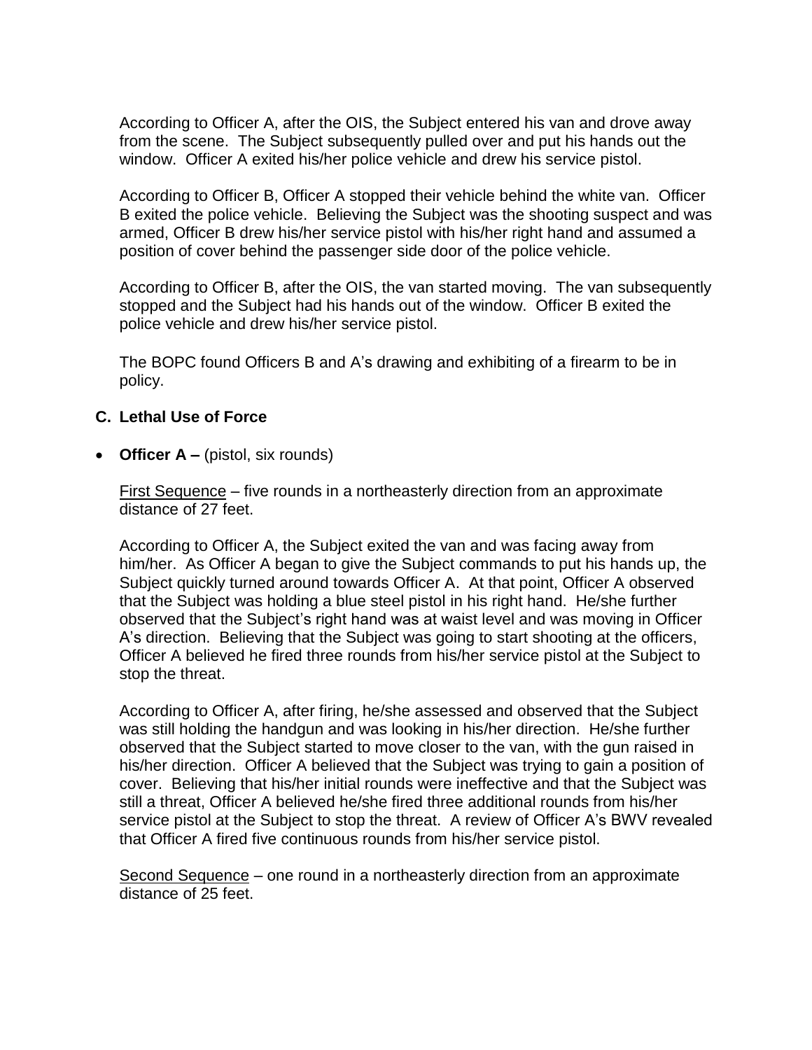According to Officer A, after the OIS, the Subject entered his van and drove away from the scene. The Subject subsequently pulled over and put his hands out the window. Officer A exited his/her police vehicle and drew his service pistol.

According to Officer B, Officer A stopped their vehicle behind the white van. Officer B exited the police vehicle. Believing the Subject was the shooting suspect and was armed, Officer B drew his/her service pistol with his/her right hand and assumed a position of cover behind the passenger side door of the police vehicle.

According to Officer B, after the OIS, the van started moving. The van subsequently stopped and the Subject had his hands out of the window. Officer B exited the police vehicle and drew his/her service pistol.

The BOPC found Officers B and A's drawing and exhibiting of a firearm to be in policy.

### C. Lethal Use of Force

- **Officer A –** (pistol, six rounds)

  First Sequence – five rounds in a northeasterly direction from an approximate distance of 27 feet.

  According to Officer A, the Subject exited the van and was facing away from him/her. As Officer A began to give the Subject commands to put his hands up, the Subject quickly turned around towards Officer A. At that point, Officer A observed that the Subject was holding a blue steel pistol in his right hand. He/she further observed that the Subject's right hand was at waist level and was moving in Officer A's direction. Believing that the Subject was going to start shooting at the officers, Officer A believed he fired three rounds from his/her service pistol at the Subject to stop the threat.

  According to Officer A, after firing, he/she assessed and observed that the Subject was still holding the handgun and was looking in his/her direction. He/she further observed that the Subject started to move closer to the van, with the gun raised in his/her direction. Officer A believed that the Subject was trying to gain a position of cover. Believing that his/her initial rounds were ineffective and that the Subject was still a threat, Officer A believed he/she fired three additional rounds from his/her service pistol at the Subject to stop the threat. A review of Officer A's BWV revealed that Officer A fired five continuous rounds from his/her service pistol.

  Second Sequence – one round in a northeasterly direction from an approximate distance of 25 feet.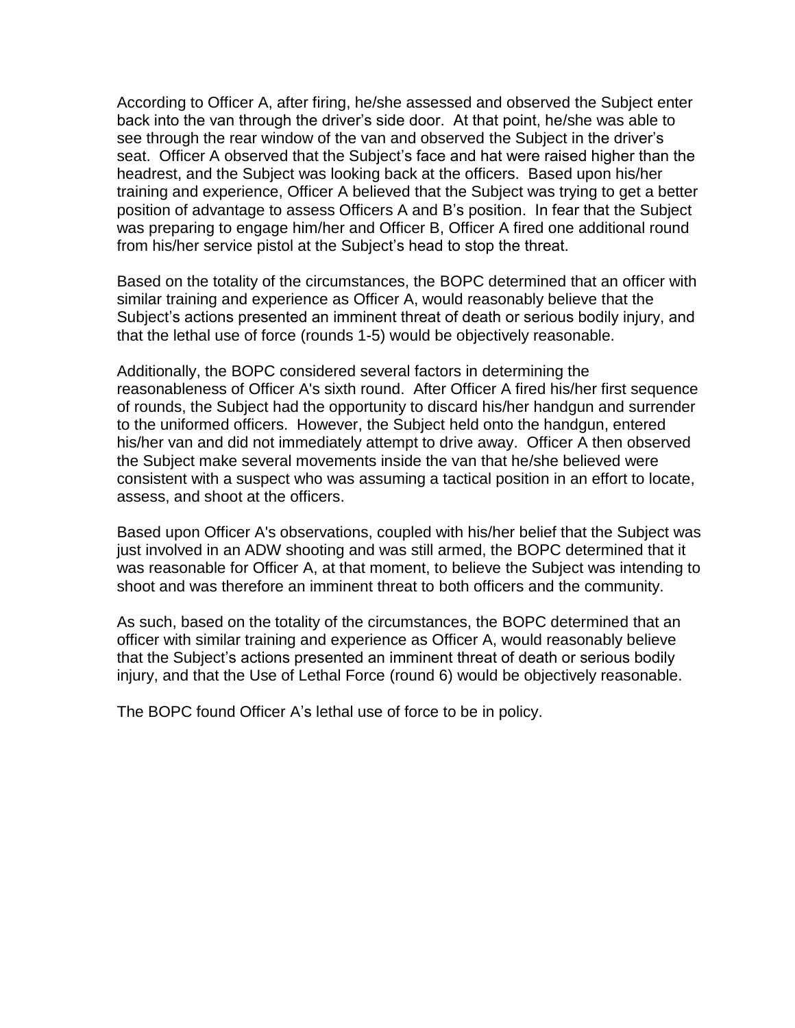According to Officer A, after firing, he/she assessed and observed the Subject enter back into the van through the driver's side door. At that point, he/she was able to see through the rear window of the van and observed the Subject in the driver's seat. Officer A observed that the Subject's face and hat were raised higher than the headrest, and the Subject was looking back at the officers. Based upon his/her training and experience, Officer A believed that the Subject was trying to get a better position of advantage to assess Officers A and B's position. In fear that the Subject was preparing to engage him/her and Officer B, Officer A fired one additional round from his/her service pistol at the Subject's head to stop the threat.

Based on the totality of the circumstances, the BOPC determined that an officer with similar training and experience as Officer A, would reasonably believe that the Subject's actions presented an imminent threat of death or serious bodily injury, and that the lethal use of force (rounds 1-5) would be objectively reasonable.

Additionally, the BOPC considered several factors in determining the reasonableness of Officer A's sixth round. After Officer A fired his/her first sequence of rounds, the Subject had the opportunity to discard his/her handgun and surrender to the uniformed officers. However, the Subject held onto the handgun, entered his/her van and did not immediately attempt to drive away. Officer A then observed the Subject make several movements inside the van that he/she believed were consistent with a suspect who was assuming a tactical position in an effort to locate, assess, and shoot at the officers.

Based upon Officer A's observations, coupled with his/her belief that the Subject was just involved in an ADW shooting and was still armed, the BOPC determined that it was reasonable for Officer A, at that moment, to believe the Subject was intending to shoot and was therefore an imminent threat to both officers and the community.

As such, based on the totality of the circumstances, the BOPC determined that an officer with similar training and experience as Officer A, would reasonably believe that the Subject's actions presented an imminent threat of death or serious bodily injury, and that the Use of Lethal Force (round 6) would be objectively reasonable.

The BOPC found Officer A's lethal use of force to be in policy.